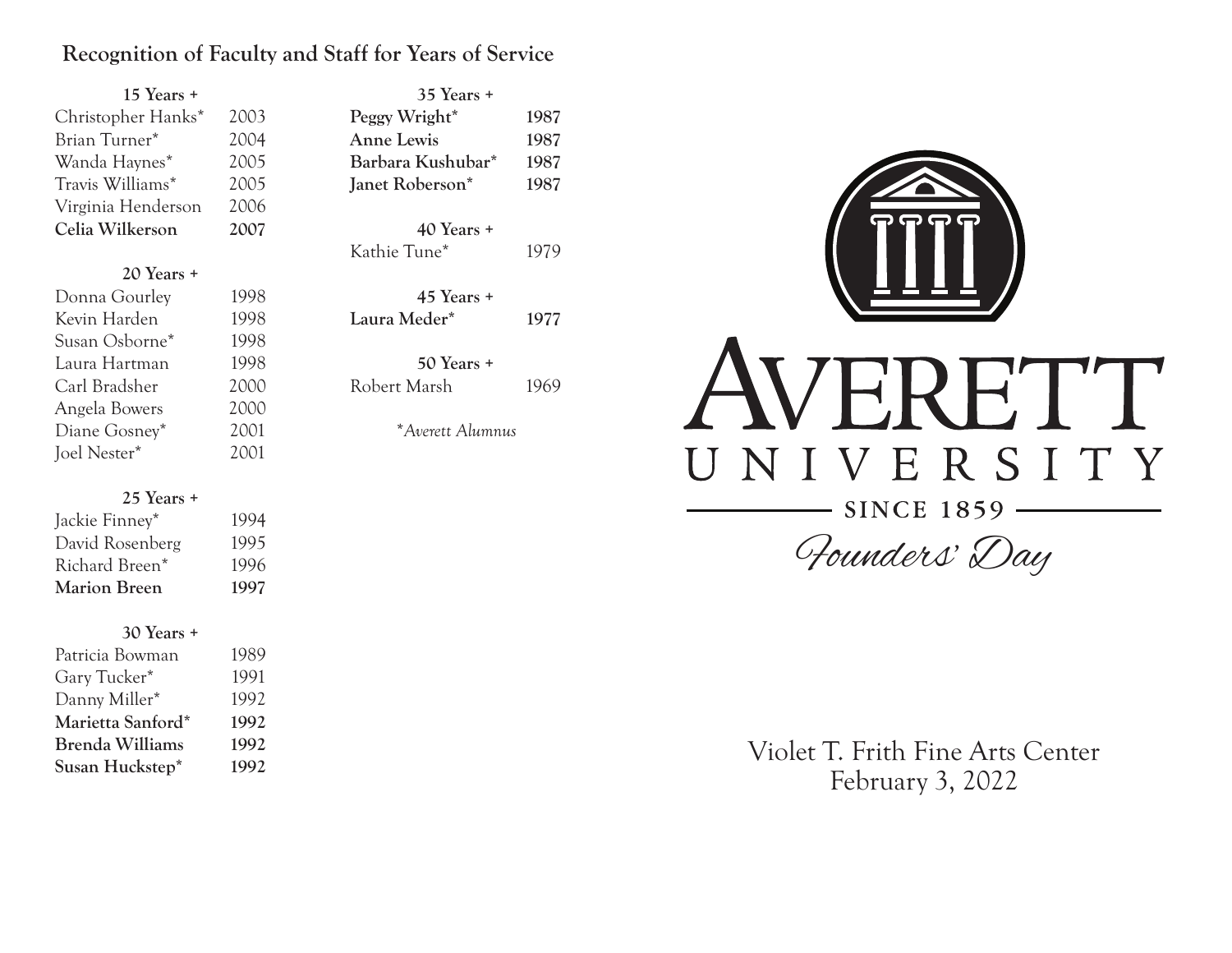## Recognition of Faculty and Staff for Years of Service

**15 Years +**

| | |
|---|---|
| Christopher Hanks* | 2003 |
| Brian Turner* | 2004 |
| Wanda Haynes* | 2005 |
| Travis Williams* | 2005 |
| Virginia Henderson | 2006 |
| **Celia Wilkerson** | **2007** |

**20 Years +**

| | |
|---|---|
| Donna Gourley | 1998 |
| Kevin Harden | 1998 |
| Susan Osborne* | 1998 |
| Laura Hartman | 1998 |
| Carl Bradsher | 2000 |
| Angela Bowers | 2000 |
| Diane Gosney* | 2001 |
| Joel Nester* | 2001 |

**25 Years +**

| | |
|---|---|
| Jackie Finney* | 1994 |
| David Rosenberg | 1995 |
| Richard Breen* | 1996 |
| **Marion Breen** | **1997** |

**30 Years +**

| | |
|---|---|
| Patricia Bowman | 1989 |
| Gary Tucker* | 1991 |
| Danny Miller* | 1992 |
| **Marietta Sanford*** | **1992** |
| **Brenda Williams** | **1992** |
| **Susan Huckstep*** | **1992** |

**35 Years +**

| | |
|---|---|
| **Peggy Wright*** | **1987** |
| **Anne Lewis** | **1987** |
| **Barbara Kushubar*** | **1987** |
| **Janet Roberson*** | **1987** |

**40 Years +**

| | |
|---|---|
| Kathie Tune* | 1979 |

**45 Years +**

| | |
|---|---|
| **Laura Meder*** | **1977** |

**50 Years +**

| | |
|---|---|
| Robert Marsh | 1969 |

**Averett Alumnus*

# AVERETT UNIVERSITY

SINCE 1859

## Founders' Day

Violet T. Frith Fine Arts Center
February 3, 2022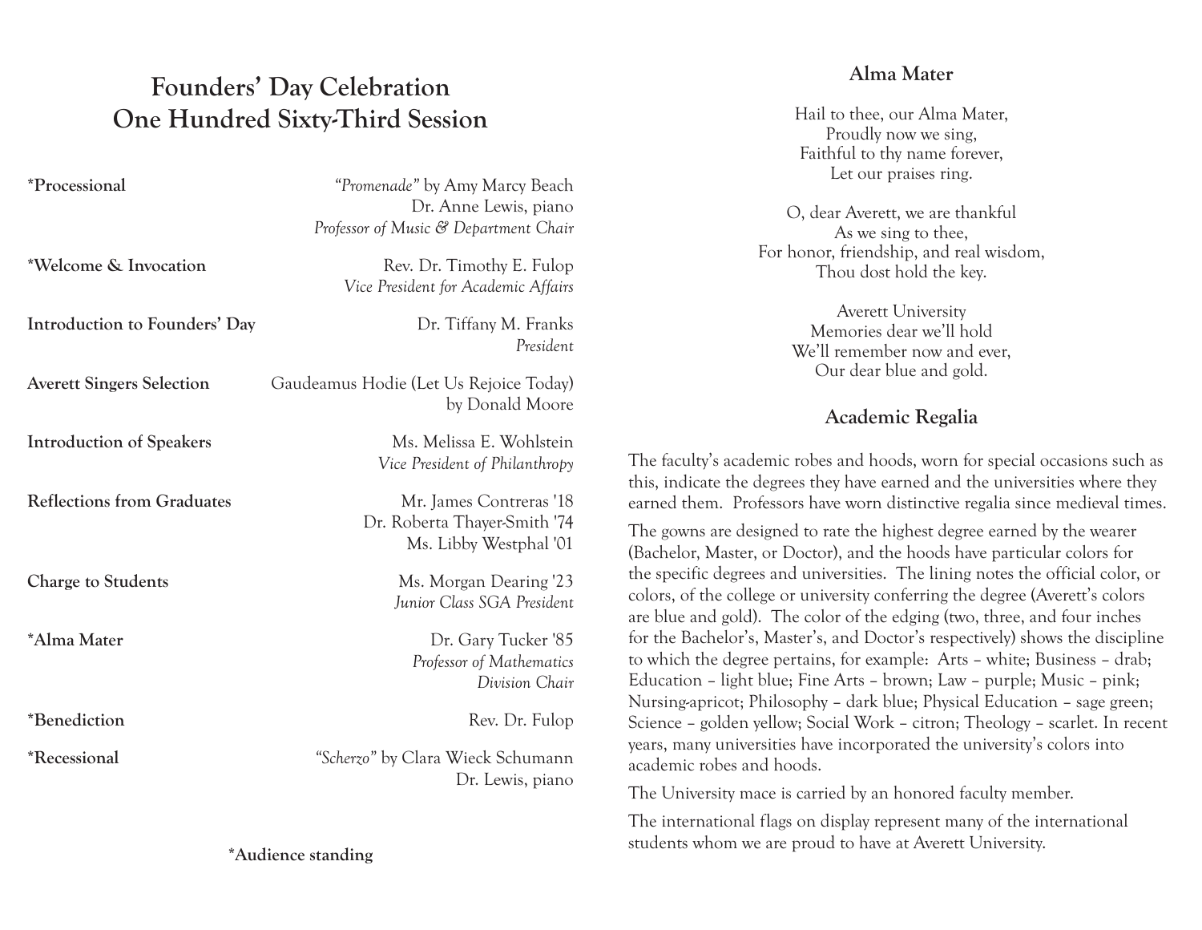# Founders' Day Celebration
# One Hundred Sixty-Third Session

| | |
|---|---|
| ***Processional** | *"Promenade"* by Amy Marcy Beach<br>Dr. Anne Lewis, piano<br>*Professor of Music & Department Chair* |
| ***Welcome & Invocation** | Rev. Dr. Timothy E. Fulop<br>*Vice President for Academic Affairs* |
| **Introduction to Founders' Day** | Dr. Tiffany M. Franks<br>*President* |
| **Averett Singers Selection** | Gaudeamus Hodie (Let Us Rejoice Today)<br>by Donald Moore |
| **Introduction of Speakers** | Ms. Melissa E. Wohlstein<br>*Vice President of Philanthropy* |
| **Reflections from Graduates** | Mr. James Contreras '18<br>Dr. Roberta Thayer-Smith '74<br>Ms. Libby Westphal '01 |
| **Charge to Students** | Ms. Morgan Dearing '23<br>*Junior Class SGA President* |
| ***Alma Mater** | Dr. Gary Tucker '85<br>*Professor of Mathematics*<br>*Division Chair* |
| ***Benediction** | Rev. Dr. Fulop |
| ***Recessional** | *"Scherzo"* by Clara Wieck Schumann<br>Dr. Lewis, piano |

***Audience standing**

## Alma Mater

Hail to thee, our Alma Mater,
Proudly now we sing,
Faithful to thy name forever,
Let our praises ring.

O, dear Averett, we are thankful
As we sing to thee,
For honor, friendship, and real wisdom,
Thou dost hold the key.

Averett University
Memories dear we'll hold
We'll remember now and ever,
Our dear blue and gold.

## Academic Regalia

The faculty's academic robes and hoods, worn for special occasions such as this, indicate the degrees they have earned and the universities where they earned them. Professors have worn distinctive regalia since medieval times.

The gowns are designed to rate the highest degree earned by the wearer (Bachelor, Master, or Doctor), and the hoods have particular colors for the specific degrees and universities. The lining notes the official color, or colors, of the college or university conferring the degree (Averett's colors are blue and gold). The color of the edging (two, three, and four inches for the Bachelor's, Master's, and Doctor's respectively) shows the discipline to which the degree pertains, for example: Arts – white; Business – drab; Education – light blue; Fine Arts – brown; Law – purple; Music – pink; Nursing-apricot; Philosophy – dark blue; Physical Education – sage green; Science – golden yellow; Social Work – citron; Theology – scarlet. In recent years, many universities have incorporated the university's colors into academic robes and hoods.

The University mace is carried by an honored faculty member.

The international flags on display represent many of the international students whom we are proud to have at Averett University.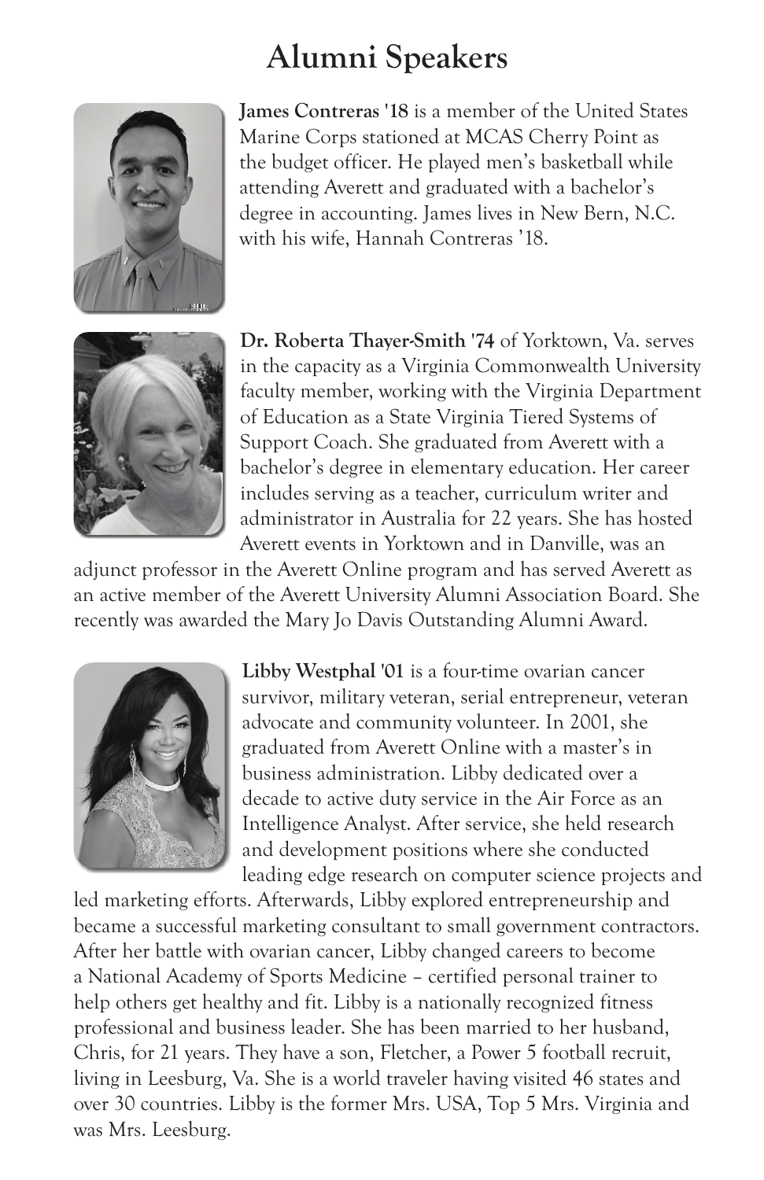# Alumni Speakers

**James Contreras '18** is a member of the United States Marine Corps stationed at MCAS Cherry Point as the budget officer. He played men's basketball while attending Averett and graduated with a bachelor's degree in accounting. James lives in New Bern, N.C. with his wife, Hannah Contreras '18.

**Dr. Roberta Thayer-Smith '74** of Yorktown, Va. serves in the capacity as a Virginia Commonwealth University faculty member, working with the Virginia Department of Education as a State Virginia Tiered Systems of Support Coach. She graduated from Averett with a bachelor's degree in elementary education. Her career includes serving as a teacher, curriculum writer and administrator in Australia for 22 years. She has hosted Averett events in Yorktown and in Danville, was an adjunct professor in the Averett Online program and has served Averett as an active member of the Averett University Alumni Association Board. She recently was awarded the Mary Jo Davis Outstanding Alumni Award.

**Libby Westphal '01** is a four-time ovarian cancer survivor, military veteran, serial entrepreneur, veteran advocate and community volunteer. In 2001, she graduated from Averett Online with a master's in business administration. Libby dedicated over a decade to active duty service in the Air Force as an Intelligence Analyst. After service, she held research and development positions where she conducted leading edge research on computer science projects and led marketing efforts. Afterwards, Libby explored entrepreneurship and became a successful marketing consultant to small government contractors. After her battle with ovarian cancer, Libby changed careers to become a National Academy of Sports Medicine – certified personal trainer to help others get healthy and fit. Libby is a nationally recognized fitness professional and business leader. She has been married to her husband, Chris, for 21 years. They have a son, Fletcher, a Power 5 football recruit, living in Leesburg, Va. She is a world traveler having visited 46 states and over 30 countries. Libby is the former Mrs. USA, Top 5 Mrs. Virginia and was Mrs. Leesburg.